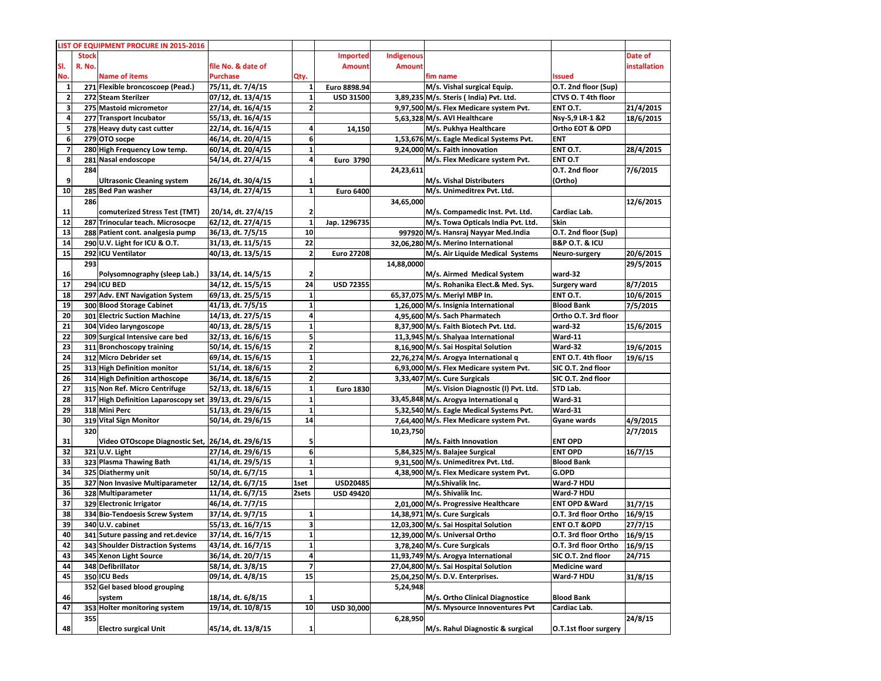| LIST OF EQUIPMENT PROCURE IN 2015-2016 | | | | | | | | | |
|---|---|---|---|---|---|---|---|---|---|
| Sl. No. | Stock R. No. | Name of items | file No. & date of Purchase | Qty. | Imported Amount | Indigenous Amount | fim name | Issued | Date of installation |
| 1 | 271 | Flexible broncoscoep (Pead.) | 75/11, dt. 7/4/15 | 1 | Euro 8898.94 | | M/s. Vishal surgical Equip. | O.T. 2nd floor (Sup) | |
| 2 | 272 | Steam Sterilzer | 07/12, dt. 13/4/15 | 1 | USD 31500 | 3,89,235 | M/s. Steris ( India) Pvt. Ltd. | CTVS O. T 4th floor | |
| 3 | 275 | Mastoid micrometor | 27/14, dt. 16/4/15 | 2 | | 9,97,500 | M/s. Flex Medicare system Pvt. | ENT O.T. | 21/4/2015 |
| 4 | 277 | Transport Incubator | 55/13, dt. 16/4/15 | | | 5,63,328 | M/s. AVI Healthcare | Nsy-5,9 LR-1 &2 | 18/6/2015 |
| 5 | 278 | Heavy duty cast cutter | 22/14, dt. 16/4/15 | 4 | 14,150 | | M/s. Pukhya Healthcare | Ortho EOT & OPD | |
| 6 | 279 | OTO socpe | 46/14, dt. 20/4/15 | 6 | | 1,53,676 | M/s. Eagle Medical Systems Pvt. | ENT | |
| 7 | 280 | High Frequency Low temp. | 60/14, dt. 20/4/15 | 1 | | 9,24,000 | M/s. Faith innovation | ENT O.T. | 28/4/2015 |
| 8 | 281 | Nasal endoscope | 54/14, dt. 27/4/15 | 4 | Euro 3790 | | M/s. Flex Medicare system Pvt. | ENT O.T | |
| 9 | 284 | Ultrasonic Cleaning system | 26/14, dt. 30/4/15 | 1 | | 24,23,611 | M/s. Vishal Distributers | O.T. 2nd floor (Ortho) | 7/6/2015 |
| 10 | 285 | Bed Pan washer | 43/14, dt. 27/4/15 | 1 | Euro 6400 | | M/s. Unimeditrex Pvt. Ltd. | | |
| 11 | 286 | comuterized Stress Test (TMT) | 20/14, dt. 27/4/15 | 2 | | 34,65,000 | M/s. Compamedic Inst. Pvt. Ltd. | Cardiac Lab. | 12/6/2015 |
| 12 | 287 | Trinocular teach. Microsocpe | 62/12, dt. 27/4/15 | 1 | Jap. 1296735 | | M/s. Towa Opticals India Pvt. Ltd. | Skin | |
| 13 | 288 | Patient cont. analgesia pump | 36/13, dt. 7/5/15 | 10 | | 997920 | M/s. Hansraj Nayyar Med.India | O.T. 2nd floor (Sup) | |
| 14 | 290 | U.V. Light for ICU & O.T. | 31/13, dt. 11/5/15 | 22 | | 32,06,280 | M/s. Merino International | B&P O.T. & ICU | |
| 15 | 292 | ICU Ventilator | 40/13, dt. 13/5/15 | 2 | Euro 27208 | | M/s. Air Liquide Medical Systems | Neuro-surgery | 20/6/2015 |
| 16 | 293 | Polysomnography (sleep Lab.) | 33/14, dt. 14/5/15 | 2 | | 14,88,0000 | M/s. Airmed Medical System | ward-32 | 29/5/2015 |
| 17 | 294 | ICU BED | 34/12, dt. 15/5/15 | 24 | USD 72355 | | M/s. Rohanika Elect.& Med. Sys. | Surgery ward | 8/7/2015 |
| 18 | 297 | Adv. ENT Navigation System | 69/13, dt. 25/5/15 | 1 | | 65,37,075 | M/s. Meriyl MBP In. | ENT O.T. | 10/6/2015 |
| 19 | 300 | Blood Storage Cabinet | 41/13, dt. 7/5/15 | 1 | | 1,26,000 | M/s. Insignia International | Blood Bank | 7/5/2015 |
| 20 | 301 | Electric Suction Machine | 14/13, dt. 27/5/15 | 4 | | 4,95,600 | M/s. Sach Pharmatech | Ortho O.T. 3rd floor | |
| 21 | 304 | Video laryngoscope | 40/13, dt. 28/5/15 | 1 | | 8,37,900 | M/s. Faith Biotech Pvt. Ltd. | ward-32 | 15/6/2015 |
| 22 | 309 | Surgical Intensive care bed | 32/13, dt. 16/6/15 | 5 | | 11,3,945 | M/s. Shalyaa International | Ward-11 | |
| 23 | 311 | Bronchoscopy training | 50/14, dt. 15/6/15 | 2 | | 8,16,900 | M/s. Sai Hospital Solution | Ward-32 | 19/6/2015 |
| 24 | 312 | Micro Debrider set | 69/14, dt. 15/6/15 | 1 | | 22,76,274 | M/s. Arogya International q | ENT O.T. 4th floor | 19/6/15 |
| 25 | 313 | High Definition monitor | 51/14, dt. 18/6/15 | 2 | | 6,93,000 | M/s. Flex Medicare system Pvt. | SIC O.T. 2nd floor | |
| 26 | 314 | High Definition arthoscope | 36/14, dt. 18/6/15 | 2 | | 3,33,407 | M/s. Cure Surgicals | SIC O.T. 2nd floor | |
| 27 | 315 | Non Ref. Micro Centrifuge | 52/13, dt. 18/6/15 | 1 | Euro 1830 | | M/s. Vision Diagnostic (I) Pvt. Ltd. | STD Lab. | |
| 28 | 317 | High Definition Laparoscopy set | 39/13, dt. 29/6/15 | 1 | | 33,45,848 | M/s. Arogya International q | Ward-31 | |
| 29 | 318 | Mini Perc | 51/13, dt. 29/6/15 | 1 | | 5,32,540 | M/s. Eagle Medical Systems Pvt. | Ward-31 | |
| 30 | 319 | Vital Sign Monitor | 50/14, dt. 29/6/15 | 14 | | 7,64,400 | M/s. Flex Medicare system Pvt. | Gyane wards | 4/9/2015 |
| 31 | 320 | Video OTOscope Diagnostic Set, | 26/14, dt. 29/6/15 | 5 | | 10,23,750 | M/s. Faith Innovation | ENT OPD | 2/7/2015 |
| 32 | 321 | U.V. Light | 27/14, dt. 29/6/15 | 6 | | 5,84,325 | M/s. Balajee Surgical | ENT OPD | 16/7/15 |
| 33 | 323 | Plasma Thawing Bath | 41/14, dt. 29/5/15 | 1 | | 9,31,500 | M/s. Unimeditrex Pvt. Ltd. | Blood Bank | |
| 34 | 325 | Diathermy unit | 50/14, dt. 6/7/15 | 1 | | 4,38,900 | M/s. Flex Medicare system Pvt. | G.OPD | |
| 35 | 327 | Non Invasive Multiparameter | 12/14, dt. 6/7/15 | 1set | USD20485 | | M/s.Shivalik Inc. | Ward-7 HDU | |
| 36 | 328 | Multiparameter | 11/14, dt. 6/7/15 | 2sets | USD 49420 | | M/s. Shivalik Inc. | Ward-7 HDU | |
| 37 | 329 | Electronic Irrigator | 46/14, dt. 7/7/15 | | | 2,01,000 | M/s. Progressive Healthcare | ENT OPD &Ward | 31/7/15 |
| 38 | 334 | Bio-Tendoesis Screw System | 37/14, dt. 9/7/15 | 1 | | 14,38,971 | M/s. Cure Surgicals | O.T. 3rd floor Ortho | 16/9/15 |
| 39 | 340 | U.V. cabinet | 55/13, dt. 16/7/15 | 3 | | 12,03,300 | M/s. Sai Hospital Solution | ENT O.T &OPD | 27/7/15 |
| 40 | 341 | Suture passing and ret.device | 37/14, dt. 16/7/15 | 1 | | 12,39,000 | M/s. Universal Ortho | O.T. 3rd floor Ortho | 16/9/15 |
| 42 | 343 | Shoulder Distraction Systems | 43/14, dt. 16/7/15 | 1 | | 3,78,240 | M/s. Cure Surgicals | O.T. 3rd floor Ortho | 16/9/15 |
| 43 | 345 | Xenon Light Source | 36/14, dt. 20/7/15 | 4 | | 11,93,749 | M/s. Arogya International | SIC O.T. 2nd floor | 24/715 |
| 44 | 348 | Defibrillator | 58/14, dt. 3/8/15 | 7 | | 27,04,800 | M/s. Sai Hospital Solution | Medicine ward | |
| 45 | 350 | ICU Beds | 09/14, dt. 4/8/15 | 15 | | 25,04,250 | M/s. D.V. Enterprises. | Ward-7 HDU | 31/8/15 |
| 46 | 352 | Gel based blood grouping system | 18/14, dt. 6/8/15 | 1 | | 5,24,948 | M/s. Ortho Clinical Diagnostice | Blood Bank | |
| 47 | 353 | Holter monitoring system | 19/14, dt. 10/8/15 | 10 | USD 30,000 | | M/s. Mysource Innoventures Pvt | Cardiac Lab. | |
| 48 | 355 | Electro surgical Unit | 45/14, dt. 13/8/15 | 1 | | 6,28,950 | M/s. Rahul Diagnostic & surgical | O.T.1st floor surgery | 24/8/15 |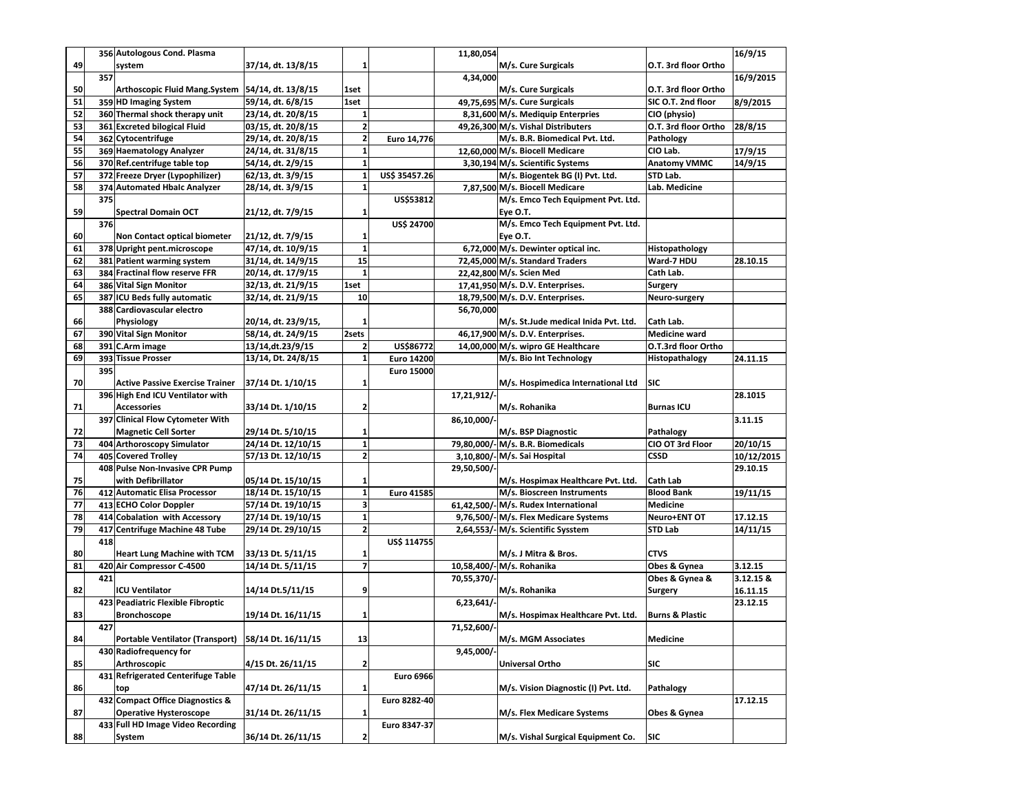| | | | | | | | | | |
|---|---|---|---|---|---|---|---|---|---|
| 49 | 356 | Autologous Cond. Plasma system | 37/14, dt. 13/8/15 | 1 | | 11,80,054 | M/s. Cure Surgicals | O.T. 3rd floor Ortho | 16/9/15 |
| 50 | 357 | Arthoscopic Fluid Mang.System | 54/14, dt. 13/8/15 | 1set | | 4,34,000 | M/s. Cure Surgicals | O.T. 3rd floor Ortho | 16/9/2015 |
| 51 | 359 | HD Imaging System | 59/14, dt. 6/8/15 | 1set | | 49,75,695 | M/s. Cure Surgicals | SIC O.T. 2nd floor | 8/9/2015 |
| 52 | 360 | Thermal shock therapy unit | 23/14, dt. 20/8/15 | 1 | | 8,31,600 | M/s. Mediquip Enterpries | CIO (physio) | |
| 53 | 361 | Excreted bilogical Fluid | 03/15, dt. 20/8/15 | 2 | | 49,26,300 | M/s. Vishal Distributers | O.T. 3rd floor Ortho | 28/8/15 |
| 54 | 362 | Cytocentrifuge | 29/14, dt. 20/8/15 | 2 | Euro 14,776 | | M/s. B.R. Biomedical Pvt. Ltd. | Pathology | |
| 55 | 369 | Haematology Analyzer | 24/14, dt. 31/8/15 | 1 | | 12,60,000 | M/s. Biocell Medicare | CIO Lab. | 17/9/15 |
| 56 | 370 | Ref.centrifuge table top | 54/14, dt. 2/9/15 | 1 | | 3,30,194 | M/s. Scientific Systems | Anatomy VMMC | 14/9/15 |
| 57 | 372 | Freeze Dryer (Lypophilizer) | 62/13, dt. 3/9/15 | 1 | US$ 35457.26 | | M/s. Biogentek BG (I) Pvt. Ltd. | STD Lab. | |
| 58 | 374 | Automated HbaIc Analyzer | 28/14, dt. 3/9/15 | 1 | | 7,87,500 | M/s. Biocell Medicare | Lab. Medicine | |
| 59 | 375 | Spectral Domain OCT | 21/12, dt. 7/9/15 | 1 | US$53812 | | M/s. Emco Tech Equipment Pvt. Ltd. | Eye O.T. | |
| 60 | 376 | Non Contact optical biometer | 21/12, dt. 7/9/15 | 1 | US$ 24700 | | M/s. Emco Tech Equipment Pvt. Ltd. | Eye O.T. | |
| 61 | 378 | Upright pent.microscope | 47/14, dt. 10/9/15 | 1 | | 6,72,000 | M/s. Dewinter optical inc. | Histopathology | |
| 62 | 381 | Patient warming system | 31/14, dt. 14/9/15 | 15 | | 72,45,000 | M/s. Standard Traders | Ward-7 HDU | 28.10.15 |
| 63 | 384 | Fractinal flow reserve FFR | 20/14, dt. 17/9/15 | 1 | | 22,42,800 | M/s. Scien Med | Cath Lab. | |
| 64 | 386 | Vital Sign Monitor | 32/13, dt. 21/9/15 | 1set | | 17,41,950 | M/s. D.V. Enterprises. | Surgery | |
| 65 | 387 | ICU Beds fully automatic | 32/14, dt. 21/9/15 | 10 | | 18,79,500 | M/s. D.V. Enterprises. | Neuro-surgery | |
| 66 | 388 | Cardiovascular electro Physiology | 20/14, dt. 23/9/15, | 1 | | 56,70,000 | M/s. St.Jude medical Inida Pvt. Ltd. | Cath Lab. | |
| 67 | 390 | Vital Sign Monitor | 58/14, dt. 24/9/15 | 2sets | | 46,17,900 | M/s. D.V. Enterprises. | Medicine ward | |
| 68 | 391 | C.Arm image | 13/14,dt.23/9/15 | 2 | US$86772 | 14,00,000 | M/s. wipro GE Healthcare | O.T.3rd floor Ortho | |
| 69 | 393 | Tissue Prosser | 13/14, Dt. 24/8/15 | 1 | Euro 14200 | | M/s. Bio Int Technology | Histopathalogy | 24.11.15 |
| 70 | 395 | Active Passive Exercise Trainer | 37/14 Dt. 1/10/15 | 1 | Euro 15000 | | M/s. Hospimedica International Ltd | SIC | |
| 71 | 396 | High End ICU Ventilator with Accessories | 33/14 Dt. 1/10/15 | 2 | | 17,21,912/- | M/s. Rohanika | Burnas ICU | 28.1015 |
| 72 | 397 | Clinical Flow Cytometer With Magnetic Cell Sorter | 29/14 Dt. 5/10/15 | 1 | | 86,10,000/- | M/s. BSP Diagnostic | Pathalogy | 3.11.15 |
| 73 | 404 | Arthoroscopy Simulator | 24/14 Dt. 12/10/15 | 1 | | 79,80,000/- | M/s. B.R. Biomedicals | CIO OT 3rd Floor | 20/10/15 |
| 74 | 405 | Covered Trolley | 57/13 Dt. 12/10/15 | 2 | | 3,10,800/- | M/s. Sai Hospital | CSSD | 10/12/2015 |
| 75 | 408 | Pulse Non-Invasive CPR Pump with Defibrillator | 05/14 Dt. 15/10/15 | 1 | | 29,50,500/- | M/s. Hospimax Healthcare Pvt. Ltd. | Cath Lab | 29.10.15 |
| 76 | 412 | Automatic Elisa Processor | 18/14 Dt. 15/10/15 | 1 | Euro 41585 | | M/s. Bioscreen Instruments | Blood Bank | 19/11/15 |
| 77 | 413 | ECHO Color Doppler | 57/14 Dt. 19/10/15 | 3 | | 61,42,500/- | M/s. Rudex International | Medicine | |
| 78 | 414 | Cobalation with Accessory | 27/14 Dt. 19/10/15 | 1 | | 9,76,500/- | M/s. Flex Medicare Systems | Neuro+ENT OT | 17.12.15 |
| 79 | 417 | Centrifuge Machine 48 Tube | 29/14 Dt. 29/10/15 | 2 | | 2,64,553/- | M/s. Scientific Sysstem | STD Lab | 14/11/15 |
| 80 | 418 | Heart Lung Machine with TCM | 33/13 Dt. 5/11/15 | 1 | US$ 114755 | | M/s. J Mitra & Bros. | CTVS | |
| 81 | 420 | Air Compressor C-4500 | 14/14 Dt. 5/11/15 | 7 | | 10,58,400/- | M/s. Rohanika | Obes & Gynea | 3.12.15 |
| 82 | 421 | ICU Ventilator | 14/14 Dt.5/11/15 | 9 | | 70,55,370/- | M/s. Rohanika | Obes & Gynea & Surgery | 3.12.15 & 16.11.15 |
| 83 | 423 | Peadiatric Flexible Fibroptic Bronchoscope | 19/14 Dt. 16/11/15 | 1 | | 6,23,641/- | M/s. Hospimax Healthcare Pvt. Ltd. | Burns & Plastic | 23.12.15 |
| 84 | 427 | Portable Ventilator (Transport) | 58/14 Dt. 16/11/15 | 13 | | 71,52,600/- | M/s. MGM Associates | Medicine | |
| 85 | 430 | Radiofrequency for Arthroscopic | 4/15 Dt. 26/11/15 | 2 | | 9,45,000/- | Universal Ortho | SIC | |
| 86 | 431 | Refrigerated Centerifuge Table top | 47/14 Dt. 26/11/15 | 1 | Euro 6966 | | M/s. Vision Diagnostic (I) Pvt. Ltd. | Pathalogy | |
| 87 | 432 | Compact Office Diagnostics & Operative Hysteroscope | 31/14 Dt. 26/11/15 | 1 | Euro 8282-40 | | M/s. Flex Medicare Systems | Obes & Gynea | 17.12.15 |
| 88 | 433 | Full HD Image Video Recording System | 36/14 Dt. 26/11/15 | 2 | Euro 8347-37 | | M/s. Vishal Surgical Equipment Co. | SIC | |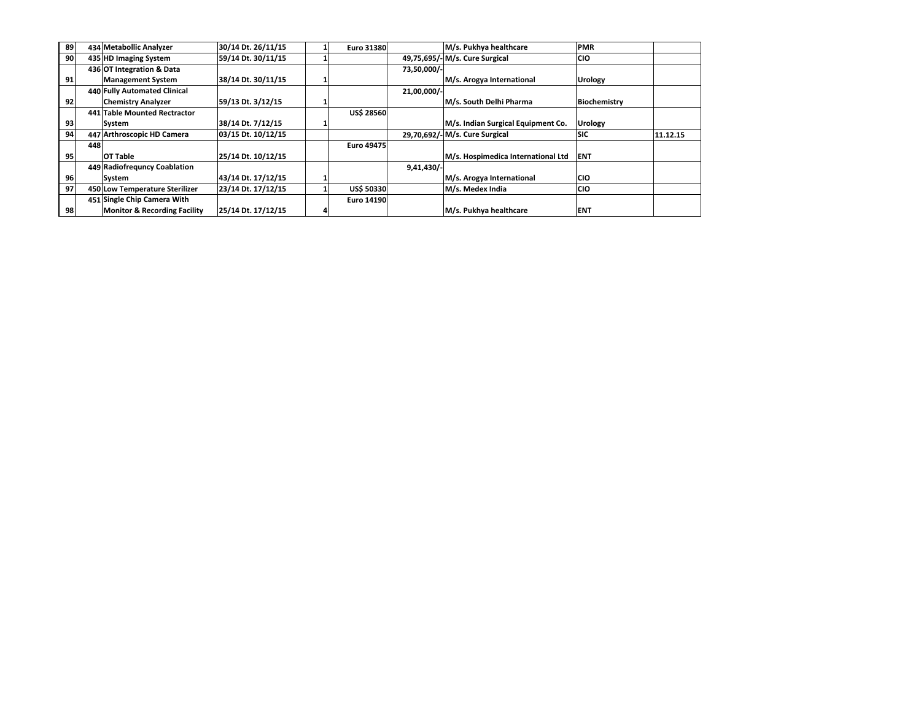| | | | | | | | | | |
|---|---|---|---|---|---|---|---|---|---|
| 89 | 434 | Metabollic Analyzer | 30/14 Dt. 26/11/15 | 1 | Euro 31380 | | M/s. Pukhya healthcare | PMR | |
| 90 | 435 | HD Imaging System | 59/14 Dt. 30/11/15 | 1 | | 49,75,695/- | M/s. Cure Surgical | CIO | |
| 91 | 436 | OT Integration & Data Management System | 38/14 Dt. 30/11/15 | 1 | | 73,50,000/- | M/s. Arogya International | Urology | |
| 92 | 440 | Fully Automated Clinical Chemistry Analyzer | 59/13 Dt. 3/12/15 | 1 | | 21,00,000/- | M/s. South Delhi Pharma | Biochemistry | |
| 93 | 441 | Table Mounted Rectractor System | 38/14 Dt. 7/12/15 | 1 | US$ 28560 | | M/s. Indian Surgical Equipment Co. | Urology | |
| 94 | 447 | Arthroscopic HD Camera | 03/15 Dt. 10/12/15 | | | 29,70,692/- | M/s. Cure Surgical | SIC | 11.12.15 |
| 95 | 448 | OT Table | 25/14 Dt. 10/12/15 | | Euro 49475 | | M/s. Hospimedica International Ltd | ENT | |
| 96 | 449 | Radiofrequncy Coablation System | 43/14 Dt. 17/12/15 | 1 | | 9,41,430/- | M/s. Arogya International | CIO | |
| 97 | 450 | Low Temperature Sterilizer | 23/14 Dt. 17/12/15 | 1 | US$ 50330 | | M/s. Medex India | CIO | |
| 98 | 451 | Single Chip Camera With Monitor & Recording Facility | 25/14 Dt. 17/12/15 | 4 | Euro 14190 | | M/s. Pukhya healthcare | ENT | |